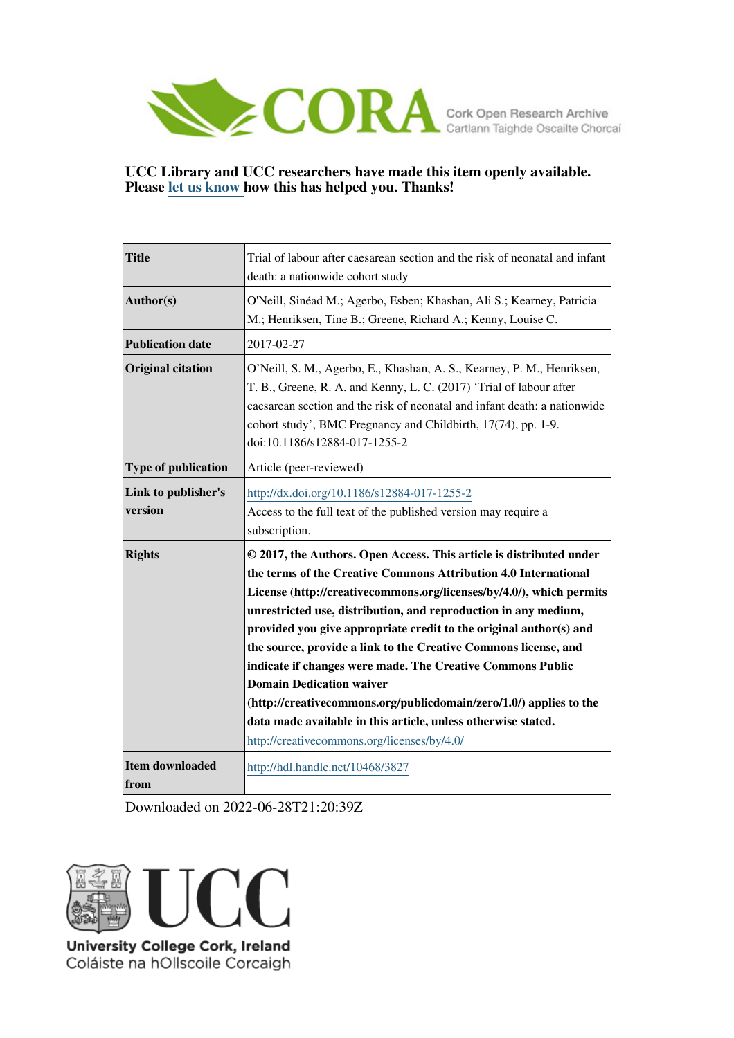CORA Cork Open Research Archive
Cartlann Taighde Oscailte Chorcaí

**UCC Library and UCC researchers have made this item openly available. Please let us know how this has helped you. Thanks!**

| | |
|---|---|
| **Title** | Trial of labour after caesarean section and the risk of neonatal and infant death: a nationwide cohort study |
| **Author(s)** | O'Neill, Sinéad M.; Agerbo, Esben; Khashan, Ali S.; Kearney, Patricia M.; Henriksen, Tine B.; Greene, Richard A.; Kenny, Louise C. |
| **Publication date** | 2017-02-27 |
| **Original citation** | O'Neill, S. M., Agerbo, E., Khashan, A. S., Kearney, P. M., Henriksen, T. B., Greene, R. A. and Kenny, L. C. (2017) 'Trial of labour after caesarean section and the risk of neonatal and infant death: a nationwide cohort study', BMC Pregnancy and Childbirth, 17(74), pp. 1-9. doi:10.1186/s12884-017-1255-2 |
| **Type of publication** | Article (peer-reviewed) |
| **Link to publisher's version** | http://dx.doi.org/10.1186/s12884-017-1255-2<br>Access to the full text of the published version may require a subscription. |
| **Rights** | **© 2017, the Authors. Open Access. This article is distributed under the terms of the Creative Commons Attribution 4.0 International License (http://creativecommons.org/licenses/by/4.0/), which permits unrestricted use, distribution, and reproduction in any medium, provided you give appropriate credit to the original author(s) and the source, provide a link to the Creative Commons license, and indicate if changes were made. The Creative Commons Public Domain Dedication waiver (http://creativecommons.org/publicdomain/zero/1.0/) applies to the data made available in this article, unless otherwise stated.**<br>http://creativecommons.org/licenses/by/4.0/ |
| **Item downloaded from** | http://hdl.handle.net/10468/3827 |

Downloaded on 2022-06-28T21:20:39Z

University College Cork, Ireland
Coláiste na hOllscoile Corcaigh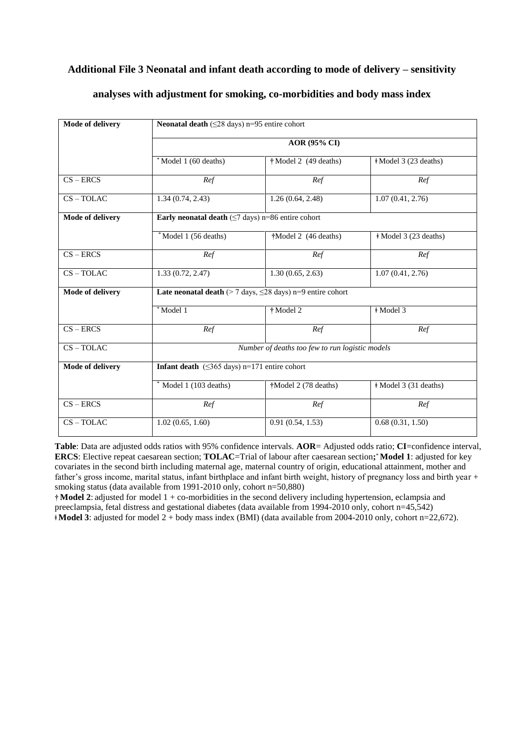**Additional File 3 Neonatal and infant death according to mode of delivery – sensitivity analyses with adjustment for smoking, co-morbidities and body mass index**

| Mode of delivery | Neonatal death (≤28 days) n=95 entire cohort | | |
|---|---|---|---|
| | AOR (95% CI) | | |
| | * Model 1 (60 deaths) | † Model 2 (49 deaths) | ǂ Model 3 (23 deaths) |
| CS – ERCS | *Ref* | *Ref* | *Ref* |
| CS – TOLAC | 1.34 (0.74, 2.43) | 1.26 (0.64, 2.48) | 1.07 (0.41, 2.76) |
| **Mode of delivery** | **Early neonatal death** (≤7 days) n=86 entire cohort | | |
| | * Model 1 (56 deaths) | † Model 2 (46 deaths) | ǂ Model 3 (23 deaths) |
| CS – ERCS | *Ref* | *Ref* | *Ref* |
| CS – TOLAC | 1.33 (0.72, 2.47) | 1.30 (0.65, 2.63) | 1.07 (0.41, 2.76) |
| **Mode of delivery** | **Late neonatal death** (> 7 days, ≤28 days) n=9 entire cohort | | |
| | * Model 1 | † Model 2 | ǂ Model 3 |
| CS – ERCS | *Ref* | *Ref* | *Ref* |
| CS – TOLAC | *Number of deaths too few to run logistic models* | | |
| **Mode of delivery** | **Infant death** (≤365 days) n=171 entire cohort | | |
| | * Model 1 (103 deaths) | † Model 2 (78 deaths) | ǂ Model 3 (31 deaths) |
| CS – ERCS | *Ref* | *Ref* | *Ref* |
| CS – TOLAC | 1.02 (0.65, 1.60) | 0.91 (0.54, 1.53) | 0.68 (0.31, 1.50) |

**Table**: Data are adjusted odds ratios with 95% confidence intervals. **AOR**= Adjusted odds ratio; **CI**=confidence interval, **ERCS**: Elective repeat caesarean section; **TOLAC**=Trial of labour after caesarean section**;** * **Model 1**: adjusted for key covariates in the second birth including maternal age, maternal country of origin, educational attainment, mother and father's gross income, marital status, infant birthplace and infant birth weight, history of pregnancy loss and birth year + smoking status (data available from 1991-2010 only, cohort n=50,880)

† **Model 2**: adjusted for model 1 + co-morbidities in the second delivery including hypertension, eclampsia and preeclampsia, fetal distress and gestational diabetes (data available from 1994-2010 only, cohort n=45,542)

ǂ **Model 3**: adjusted for model 2 + body mass index (BMI) (data available from 2004-2010 only, cohort n=22,672).